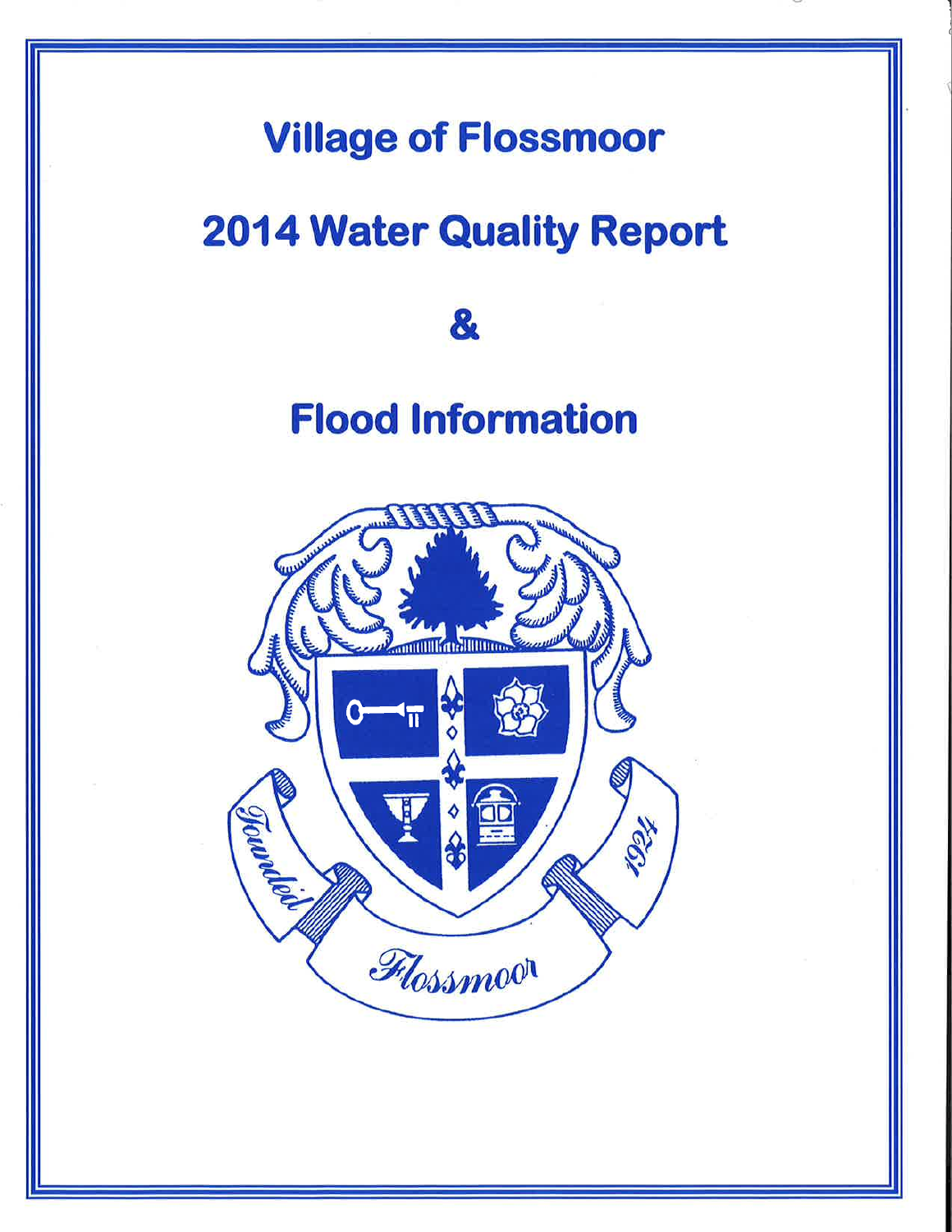# Village of Flossmoor

# 2014 Water Quality Report

# &

# Flood Information

Founded 1924

Flossmoor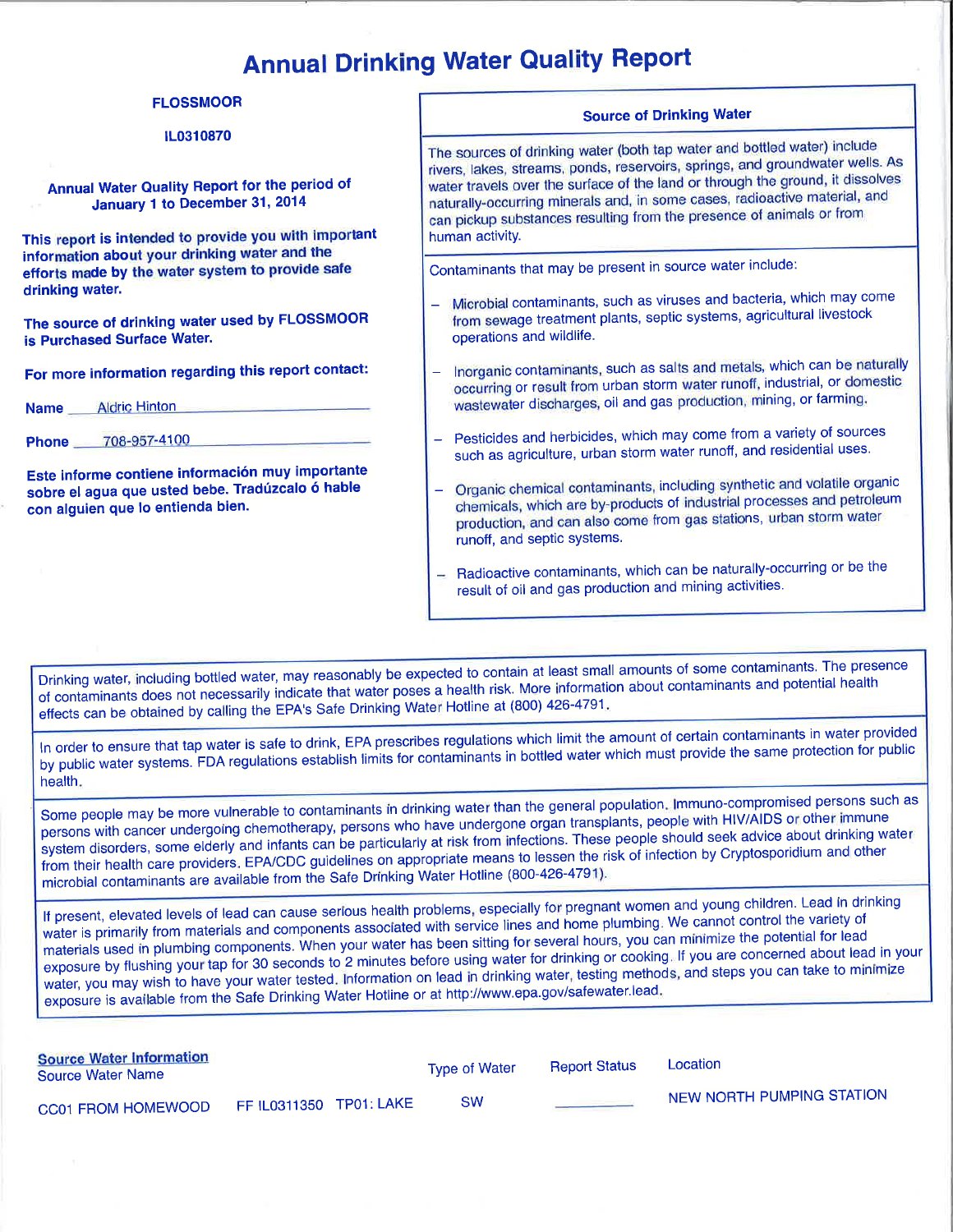# Annual Drinking Water Quality Report

**FLOSSMOOR**

**IL0310870**

**Annual Water Quality Report for the period of January 1 to December 31, 2014**

**This report is intended to provide you with important information about your drinking water and the efforts made by the water system to provide safe drinking water.**

**The source of drinking water used by FLOSSMOOR is Purchased Surface Water.**

**For more information regarding this report contact:**

**Name** Aldric Hinton

**Phone** 708-957-4100

**Este informe contiene información muy importante sobre el agua que usted bebe. Tradúzcalo ó hable con alguien que lo entienda bien.**

## Source of Drinking Water

The sources of drinking water (both tap water and bottled water) include rivers, lakes, streams, ponds, reservoirs, springs, and groundwater wells. As water travels over the surface of the land or through the ground, it dissolves naturally-occurring minerals and, in some cases, radioactive material, and can pickup substances resulting from the presence of animals or from human activity.

Contaminants that may be present in source water include:

- Microbial contaminants, such as viruses and bacteria, which may come from sewage treatment plants, septic systems, agricultural livestock operations and wildlife.
- Inorganic contaminants, such as salts and metals, which can be naturally occurring or result from urban storm water runoff, industrial, or domestic wastewater discharges, oil and gas production, mining, or farming.
- Pesticides and herbicides, which may come from a variety of sources such as agriculture, urban storm water runoff, and residential uses.
- Organic chemical contaminants, including synthetic and volatile organic chemicals, which are by-products of industrial processes and petroleum production, and can also come from gas stations, urban storm water runoff, and septic systems.
- Radioactive contaminants, which can be naturally-occurring or be the result of oil and gas production and mining activities.

Drinking water, including bottled water, may reasonably be expected to contain at least small amounts of some contaminants. The presence of contaminants does not necessarily indicate that water poses a health risk. More information about contaminants and potential health effects can be obtained by calling the EPA's Safe Drinking Water Hotline at (800) 426-4791.

In order to ensure that tap water is safe to drink, EPA prescribes regulations which limit the amount of certain contaminants in water provided by public water systems. FDA regulations establish limits for contaminants in bottled water which must provide the same protection for public health.

Some people may be more vulnerable to contaminants in drinking water than the general population. Immuno-compromised persons such as persons with cancer undergoing chemotherapy, persons who have undergone organ transplants, people with HIV/AIDS or other immune system disorders, some elderly and infants can be particularly at risk from infections. These people should seek advice about drinking water from their health care providers. EPA/CDC guidelines on appropriate means to lessen the risk of infection by Cryptosporidium and other microbial contaminants are available from the Safe Drinking Water Hotline (800-426-4791).

If present, elevated levels of lead can cause serious health problems, especially for pregnant women and young children. Lead in drinking water is primarily from materials and components associated with service lines and home plumbing. We cannot control the variety of materials used in plumbing components. When your water has been sitting for several hours, you can minimize the potential for lead exposure by flushing your tap for 30 seconds to 2 minutes before using water for drinking or cooking. If you are concerned about lead in your water, you may wish to have your water tested. Information on lead in drinking water, testing methods, and steps you can take to minimize exposure is available from the Safe Drinking Water Hotline or at http://www.epa.gov/safewater.lead.

## Source Water Information

| Source Water Name | Type of Water | Report Status | Location |
|---|---|---|---|
| CC01 FROM HOMEWOOD FF IL0311350 TP01: LAKE | SW | | NEW NORTH PUMPING STATION |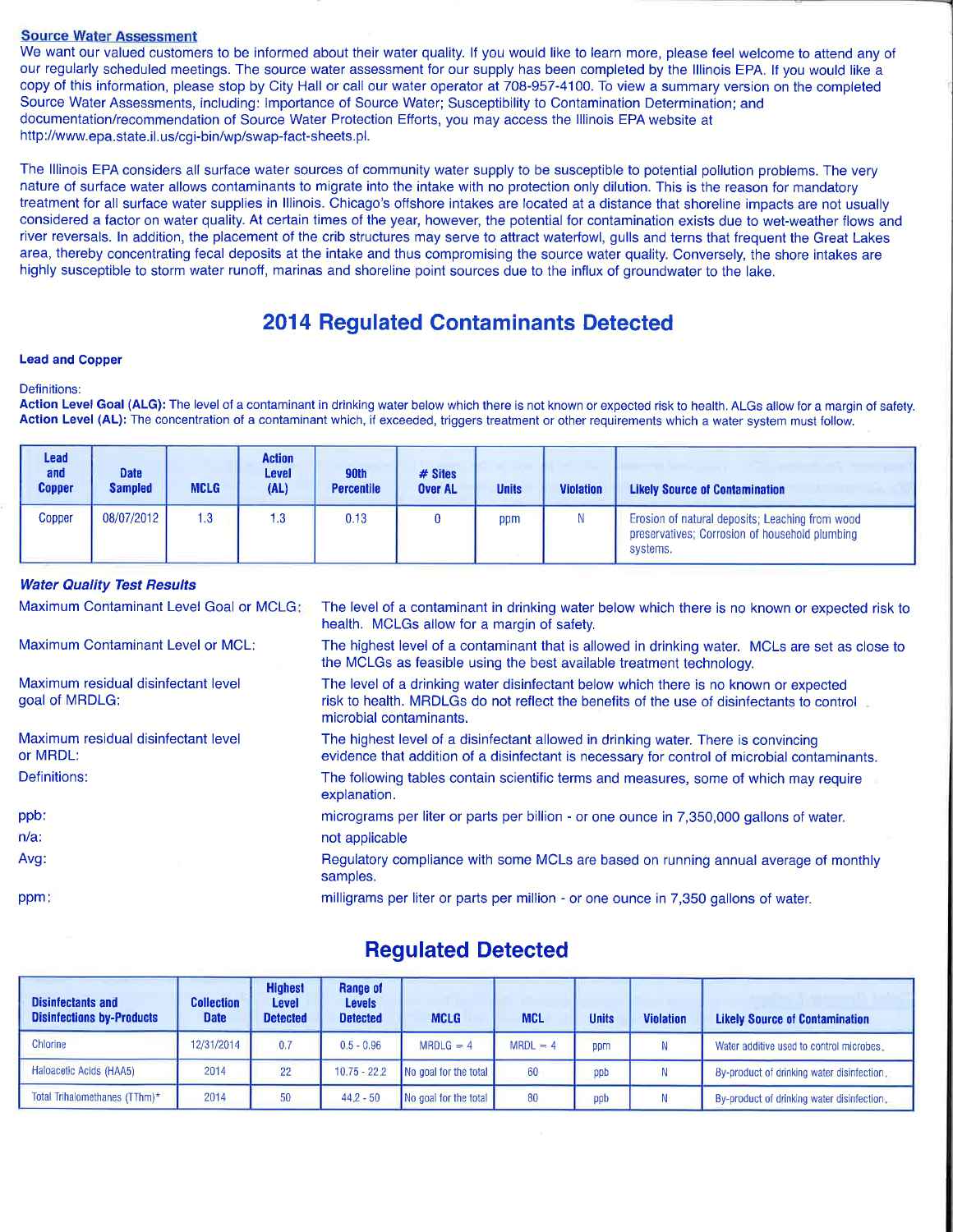## Source Water Assessment

We want our valued customers to be informed about their water quality. If you would like to learn more, please feel welcome to attend any of our regularly scheduled meetings. The source water assessment for our supply has been completed by the Illinois EPA. If you would like a copy of this information, please stop by City Hall or call our water operator at 708-957-4100. To view a summary version on the completed Source Water Assessments, including: Importance of Source Water; Susceptibility to Contamination Determination; and documentation/recommendation of Source Water Protection Efforts, you may access the Illinois EPA website at http://www.epa.state.il.us/cgi-bin/wp/swap-fact-sheets.pl.

The Illinois EPA considers all surface water sources of community water supply to be susceptible to potential pollution problems. The very nature of surface water allows contaminants to migrate into the intake with no protection only dilution. This is the reason for mandatory treatment for all surface water supplies in Illinois. Chicago's offshore intakes are located at a distance that shoreline impacts are not usually considered a factor on water quality. At certain times of the year, however, the potential for contamination exists due to wet-weather flows and river reversals. In addition, the placement of the crib structures may serve to attract waterfowl, gulls and terns that frequent the Great Lakes area, thereby concentrating fecal deposits at the intake and thus compromising the source water quality. Conversely, the shore intakes are highly susceptible to storm water runoff, marinas and shoreline point sources due to the influx of groundwater to the lake.

# 2014 Regulated Contaminants Detected

**Lead and Copper**

Definitions:

**Action Level Goal (ALG):** The level of a contaminant in drinking water below which there is not known or expected risk to health. ALGs allow for a margin of safety.

**Action Level (AL):** The concentration of a contaminant which, if exceeded, triggers treatment or other requirements which a water system must follow.

| Lead and Copper | Date Sampled | MCLG | Action Level (AL) | 90th Percentile | # Sites Over AL | Units | Violation | Likely Source of Contamination |
|---|---|---|---|---|---|---|---|---|
| Copper | 08/07/2012 | 1.3 | 1.3 | 0.13 | 0 | ppm | N | Erosion of natural deposits; Leaching from wood preservatives; Corrosion of household plumbing systems. |

***Water Quality Test Results***

Maximum Contaminant Level Goal or MCLG: The level of a contaminant in drinking water below which there is no known or expected risk to health. MCLGs allow for a margin of safety.

Maximum Contaminant Level or MCL: The highest level of a contaminant that is allowed in drinking water. MCLs are set as close to the MCLGs as feasible using the best available treatment technology.

Maximum residual disinfectant level goal of MRDLG: The level of a drinking water disinfectant below which there is no known or expected risk to health. MRDLGs do not reflect the benefits of the use of disinfectants to control microbial contaminants.

Maximum residual disinfectant level or MRDL: The highest level of a disinfectant allowed in drinking water. There is convincing evidence that addition of a disinfectant is necessary for control of microbial contaminants.

Definitions: The following tables contain scientific terms and measures, some of which may require explanation.

ppb: micrograms per liter or parts per billion - or one ounce in 7,350,000 gallons of water.

n/a: not applicable

Avg: Regulatory compliance with some MCLs are based on running annual average of monthly samples.

ppm: milligrams per liter or parts per million - or one ounce in 7,350 gallons of water.

# Regulated Detected

| Disinfectants and Disinfections by-Products | Collection Date | Highest Level Detected | Range of Levels Detected | MCLG | MCL | Units | Violation | Likely Source of Contamination |
|---|---|---|---|---|---|---|---|---|
| Chlorine | 12/31/2014 | 0.7 | 0.5 - 0.96 | MRDLG = 4 | MRDL = 4 | ppm | N | Water additive used to control microbes. |
| Haloacetic Acids (HAA5) | 2014 | 22 | 10.75 - 22.2 | No goal for the total | 60 | ppb | N | By-product of drinking water disinfection. |
| Total Trihalomethanes (TThm)* | 2014 | 50 | 44.2 - 50 | No goal for the total | 80 | ppb | N | By-product of drinking water disinfection. |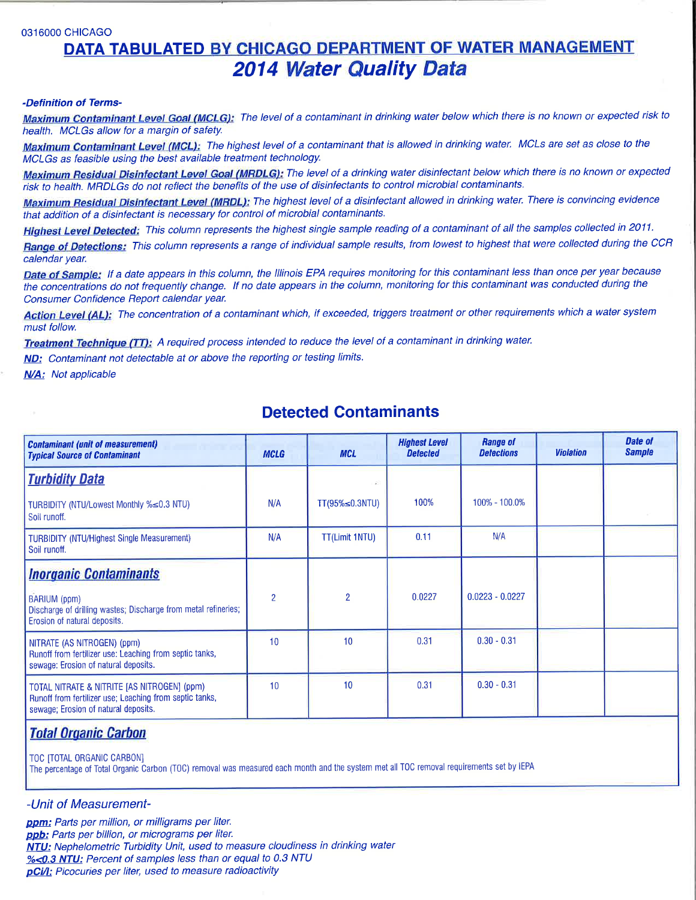0316000 CHICAGO

# DATA TABULATED BY CHICAGO DEPARTMENT OF WATER MANAGEMENT

## *2014 Water Quality Data*

***-Definition of Terms-***

***Maximum Contaminant Level Goal (MCLG):*** *The level of a contaminant in drinking water below which there is no known or expected risk to health. MCLGs allow for a margin of safety.*

***Maximum Contaminant Level (MCL):*** *The highest level of a contaminant that is allowed in drinking water. MCLs are set as close to the MCLGs as feasible using the best available treatment technology.*

***Maximum Residual Disinfectant Level Goal (MRDLG):*** *The level of a drinking water disinfectant below which there is no known or expected risk to health. MRDLGs do not reflect the benefits of the use of disinfectants to control microbial contaminants.*

***Maximum Residual Disinfectant Level (MRDL):*** *The highest level of a disinfectant allowed in drinking water. There is convincing evidence that addition of a disinfectant is necessary for control of microbial contaminants.*

***Highest Level Detected:*** *This column represents the highest single sample reading of a contaminant of all the samples collected in 2011.*

***Range of Detections:*** *This column represents a range of individual sample results, from lowest to highest that were collected during the CCR calendar year.*

***Date of Sample:*** *If a date appears in this column, the Illinois EPA requires monitoring for this contaminant less than once per year because the concentrations do not frequently change. If no date appears in the column, monitoring for this contaminant was conducted during the Consumer Confidence Report calendar year.*

***Action Level (AL):*** *The concentration of a contaminant which, if exceeded, triggers treatment or other requirements which a water system must follow.*

***Treatment Technique (TT):*** *A required process intended to reduce the level of a contaminant in drinking water.*

***ND:*** *Contaminant not detectable at or above the reporting or testing limits.*

***N/A:*** *Not applicable*

## Detected Contaminants

| Contaminant (unit of measurement) Typical Source of Contaminant | MCLG | MCL | Highest Level Detected | Range of Detections | Violation | Date of Sample |
|---|---|---|---|---|---|---|
| **Turbidity Data** | | | | | | |
| TURBIDITY (NTU/Lowest Monthly %≤0.3 NTU) Soil runoff. | N/A | TT(95%≤0.3NTU) | 100% | 100% - 100.0% | | |
| TURBIDITY (NTU/Highest Single Measurement) Soil runoff. | N/A | TT(Limit 1NTU) | 0.11 | N/A | | |
| **Inorganic Contaminants** | | | | | | |
| BARIUM (ppm) Discharge of drilling wastes; Discharge from metal refineries; Erosion of natural deposits. | 2 | 2 | 0.0227 | 0.0223 - 0.0227 | | |
| NITRATE (AS NITROGEN) (ppm) Runoff from fertilizer use: Leaching from septic tanks, sewage: Erosion of natural deposits. | 10 | 10 | 0.31 | 0.30 - 0.31 | | |
| TOTAL NITRATE & NITRITE [AS NITROGEN] (ppm) Runoff from fertilizer use; Leaching from septic tanks, sewage; Erosion of natural deposits. | 10 | 10 | 0.31 | 0.30 - 0.31 | | |
| **Total Organic Carbon** | | | | | | |
| TOC [TOTAL ORGANIC CARBON] The percentage of Total Organic Carbon (TOC) removal was measured each month and the system met all TOC removal requirements set by IEPA | | | | | | |

*-Unit of Measurement-*

***ppm:*** *Parts per million, or milligrams per liter.*
***ppb:*** *Parts per billion, or micrograms per liter.*
***NTU:*** *Nephelometric Turbidity Unit, used to measure cloudiness in drinking water*
***%≤0.3 NTU:*** *Percent of samples less than or equal to 0.3 NTU*
***pCi/l:*** *Picocuries per liter, used to measure radioactivity*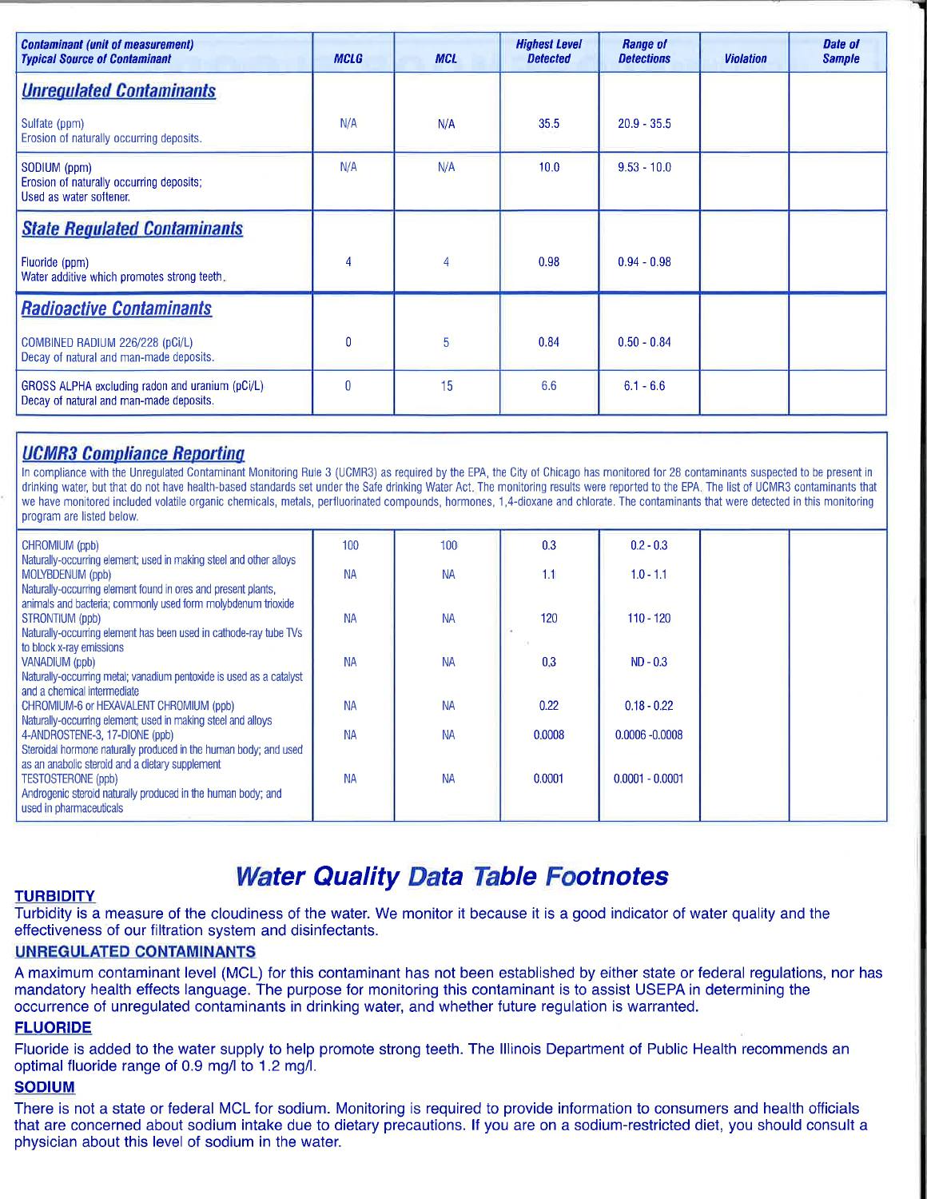| Contaminant (unit of measurement) Typical Source of Contaminant | MCLG | MCL | Highest Level Detected | Range of Detections | Violation | Date of Sample |
|---|---|---|---|---|---|---|
| **Unregulated Contaminants** | | | | | | |
| Sulfate (ppm) Erosion of naturally occurring deposits. | N/A | N/A | 35.5 | 20.9 - 35.5 | | |
| SODIUM (ppm) Erosion of naturally occurring deposits; Used as water softener. | N/A | N/A | 10.0 | 9.53 - 10.0 | | |
| **State Regulated Contaminants** | | | | | | |
| Fluoride (ppm) Water additive which promotes strong teeth. | 4 | 4 | 0.98 | 0.94 - 0.98 | | |
| **Radioactive Contaminants** | | | | | | |
| COMBINED RADIUM 226/228 (pCi/L) Decay of natural and man-made deposits. | 0 | 5 | 0.84 | 0.50 - 0.84 | | |
| GROSS ALPHA excluding radon and uranium (pCi/L) Decay of natural and man-made deposits. | 0 | 15 | 6.6 | 6.1 - 6.6 | | |

## UCMR3 Compliance Reporting

In compliance with the Unregulated Contaminant Monitoring Rule 3 (UCMR3) as required by the EPA, the City of Chicago has monitored for 28 contaminants suspected to be present in drinking water, but that do not have health-based standards set under the Safe drinking Water Act. The monitoring results were reported to the EPA. The list of UCMR3 contaminants that we have monitored included volatile organic chemicals, metals, perfluorinated compounds, hormones, 1,4-dioxane and chlorate. The contaminants that were detected in this monitoring program are listed below.

| Contaminant (unit of measurement) Typical Source of Contaminant | MCLG | MCL | Highest Level Detected | Range of Detections | Violation | Date of Sample |
|---|---|---|---|---|---|---|
| CHROMIUM (ppb) Naturally-occurring element; used in making steel and other alloys | 100 | 100 | 0.3 | 0.2 - 0.3 | | |
| MOLYBDENUM (ppb) Naturally-occurring element found in ores and present plants, animals and bacteria; commonly used form molybdenum trioxide | NA | NA | 1.1 | 1.0 - 1.1 | | |
| STRONTIUM (ppb) Naturally-occurring element has been used in cathode-ray tube TVs to block x-ray emissions | NA | NA | 120 | 110 - 120 | | |
| VANADIUM (ppb) Naturally-occurring metal; vanadium pentoxide is used as a catalyst and a chemical intermediate | NA | NA | 0.3 | ND - 0.3 | | |
| CHROMIUM-6 or HEXAVALENT CHROMIUM (ppb) Naturally-occurring element; used in making steel and alloys | NA | NA | 0.22 | 0.18 - 0.22 | | |
| 4-ANDROSTENE-3, 17-DIONE (ppb) Steroidal hormone naturally produced in the human body; and used as an anabolic steroid and a dietary supplement | NA | NA | 0.0008 | 0.0006 -0.0008 | | |
| TESTOSTERONE (ppb) Androgenic steroid naturally produced in the human body; and used in pharmaceuticals | NA | NA | 0.0001 | 0.0001 - 0.0001 | | |

# Water Quality Data Table Footnotes

**TURBIDITY**

Turbidity is a measure of the cloudiness of the water. We monitor it because it is a good indicator of water quality and the effectiveness of our filtration system and disinfectants.

**UNREGULATED CONTAMINANTS**

A maximum contaminant level (MCL) for this contaminant has not been established by either state or federal regulations, nor has mandatory health effects language. The purpose for monitoring this contaminant is to assist USEPA in determining the occurrence of unregulated contaminants in drinking water, and whether future regulation is warranted.

**FLUORIDE**

Fluoride is added to the water supply to help promote strong teeth. The Illinois Department of Public Health recommends an optimal fluoride range of 0.9 mg/l to 1.2 mg/l.

**SODIUM**

There is not a state or federal MCL for sodium. Monitoring is required to provide information to consumers and health officials that are concerned about sodium intake due to dietary precautions. If you are on a sodium-restricted diet, you should consult a physician about this level of sodium in the water.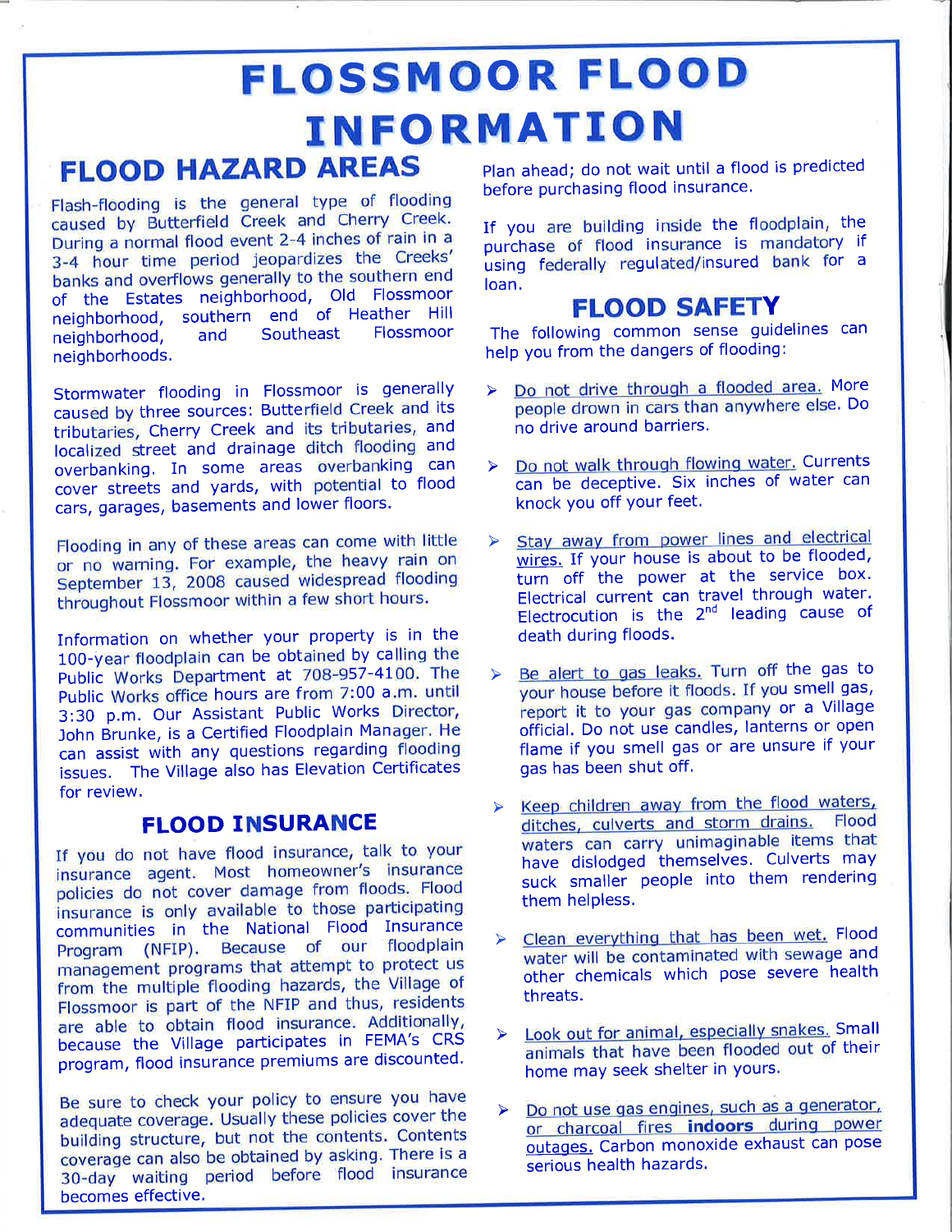# FLOSSMOOR FLOOD INFORMATION

## FLOOD HAZARD AREAS

Flash-flooding is the general type of flooding caused by Butterfield Creek and Cherry Creek. During a normal flood event 2-4 inches of rain in a 3-4 hour time period jeopardizes the Creeks' banks and overflows generally to the southern end of the Estates neighborhood, Old Flossmoor neighborhood, southern end of Heather Hill neighborhood, and Southeast Flossmoor neighborhoods.

Stormwater flooding in Flossmoor is generally caused by three sources: Butterfield Creek and its tributaries, Cherry Creek and its tributaries, and localized street and drainage ditch flooding and overbanking. In some areas overbanking can cover streets and yards, with potential to flood cars, garages, basements and lower floors.

Flooding in any of these areas can come with little or no warning. For example, the heavy rain on September 13, 2008 caused widespread flooding throughout Flossmoor within a few short hours.

Information on whether your property is in the 100-year floodplain can be obtained by calling the Public Works Department at 708-957-4100. The Public Works office hours are from 7:00 a.m. until 3:30 p.m. Our Assistant Public Works Director, John Brunke, is a Certified Floodplain Manager. He can assist with any questions regarding flooding issues. The Village also has Elevation Certificates for review.

## FLOOD INSURANCE

If you do not have flood insurance, talk to your insurance agent. Most homeowner's insurance policies do not cover damage from floods. Flood insurance is only available to those participating communities in the National Flood Insurance Program (NFIP). Because of our floodplain management programs that attempt to protect us from the multiple flooding hazards, the Village of Flossmoor is part of the NFIP and thus, residents are able to obtain flood insurance. Additionally, because the Village participates in FEMA's CRS program, flood insurance premiums are discounted.

Be sure to check your policy to ensure you have adequate coverage. Usually these policies cover the building structure, but not the contents. Contents coverage can also be obtained by asking. There is a 30-day waiting period before flood insurance becomes effective.

Plan ahead; do not wait until a flood is predicted before purchasing flood insurance.

If you are building inside the floodplain, the purchase of flood insurance is mandatory if using federally regulated/insured bank for a loan.

## FLOOD SAFETY

The following common sense guidelines can help you from the dangers of flooding:

- Do not drive through a flooded area. More people drown in cars than anywhere else. Do no drive around barriers.
- Do not walk through flowing water. Currents can be deceptive. Six inches of water can knock you off your feet.
- Stay away from power lines and electrical wires. If your house is about to be flooded, turn off the power at the service box. Electrical current can travel through water. Electrocution is the 2nd leading cause of death during floods.
- Be alert to gas leaks. Turn off the gas to your house before it floods. If you smell gas, report it to your gas company or a Village official. Do not use candles, lanterns or open flame if you smell gas or are unsure if your gas has been shut off.
- Keep children away from the flood waters, ditches, culverts and storm drains. Flood waters can carry unimaginable items that have dislodged themselves. Culverts may suck smaller people into them rendering them helpless.
- Clean everything that has been wet. Flood water will be contaminated with sewage and other chemicals which pose severe health threats.
- Look out for animal, especially snakes. Small animals that have been flooded out of their home may seek shelter in yours.
- Do not use gas engines, such as a generator, or charcoal fires **indoors** during power outages. Carbon monoxide exhaust can pose serious health hazards.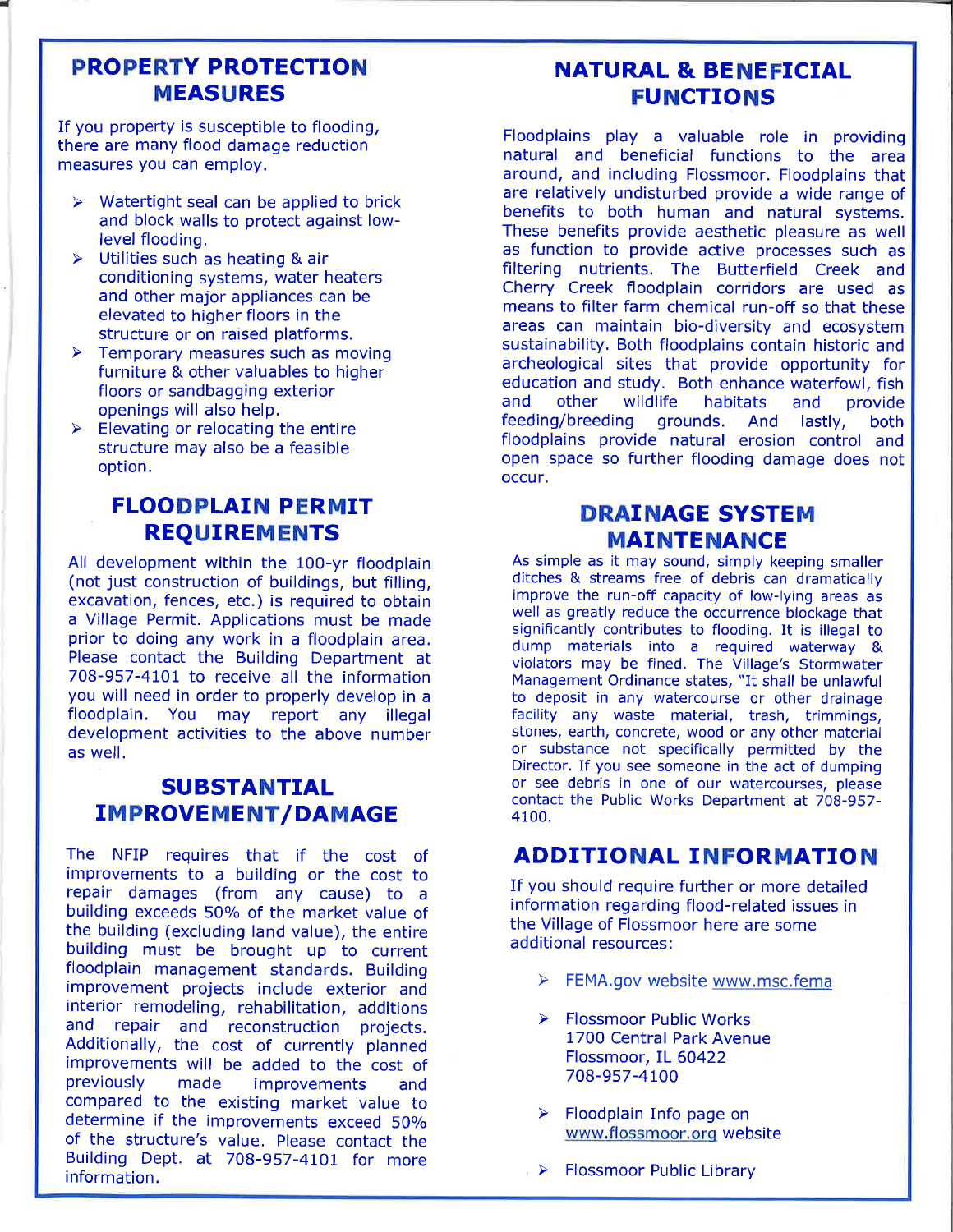## PROPERTY PROTECTION MEASURES

If you property is susceptible to flooding, there are many flood damage reduction measures you can employ.

- Watertight seal can be applied to brick and block walls to protect against low-level flooding.
- Utilities such as heating & air conditioning systems, water heaters and other major appliances can be elevated to higher floors in the structure or on raised platforms.
- Temporary measures such as moving furniture & other valuables to higher floors or sandbagging exterior openings will also help.
- Elevating or relocating the entire structure may also be a feasible option.

## FLOODPLAIN PERMIT REQUIREMENTS

All development within the 100-yr floodplain (not just construction of buildings, but filling, excavation, fences, etc.) is required to obtain a Village Permit. Applications must be made prior to doing any work in a floodplain area. Please contact the Building Department at 708-957-4101 to receive all the information you will need in order to properly develop in a floodplain. You may report any illegal development activities to the above number as well.

## SUBSTANTIAL IMPROVEMENT/DAMAGE

The NFIP requires that if the cost of improvements to a building or the cost to repair damages (from any cause) to a building exceeds 50% of the market value of the building (excluding land value), the entire building must be brought up to current floodplain management standards. Building improvement projects include exterior and interior remodeling, rehabilitation, additions and repair and reconstruction projects. Additionally, the cost of currently planned improvements will be added to the cost of previously made improvements and compared to the existing market value to determine if the improvements exceed 50% of the structure's value. Please contact the Building Dept. at 708-957-4101 for more information.

## NATURAL & BENEFICIAL FUNCTIONS

Floodplains play a valuable role in providing natural and beneficial functions to the area around, and including Flossmoor. Floodplains that are relatively undisturbed provide a wide range of benefits to both human and natural systems. These benefits provide aesthetic pleasure as well as function to provide active processes such as filtering nutrients. The Butterfield Creek and Cherry Creek floodplain corridors are used as means to filter farm chemical run-off so that these areas can maintain bio-diversity and ecosystem sustainability. Both floodplains contain historic and archeological sites that provide opportunity for education and study. Both enhance waterfowl, fish and other wildlife habitats and provide feeding/breeding grounds. And lastly, both floodplains provide natural erosion control and open space so further flooding damage does not occur.

## DRAINAGE SYSTEM MAINTENANCE

As simple as it may sound, simply keeping smaller ditches & streams free of debris can dramatically improve the run-off capacity of low-lying areas as well as greatly reduce the occurrence blockage that significantly contributes to flooding. It is illegal to dump materials into a required waterway & violators may be fined. The Village's Stormwater Management Ordinance states, "It shall be unlawful to deposit in any watercourse or other drainage facility any waste material, trash, trimmings, stones, earth, concrete, wood or any other material or substance not specifically permitted by the Director. If you see someone in the act of dumping or see debris in one of our watercourses, please contact the Public Works Department at 708-957-4100.

## ADDITIONAL INFORMATION

If you should require further or more detailed information regarding flood-related issues in the Village of Flossmoor here are some additional resources:

- FEMA.gov website www.msc.fema
- Flossmoor Public Works
  1700 Central Park Avenue
  Flossmoor, IL 60422
  708-957-4100
- Floodplain Info page on www.flossmoor.org website
- Flossmoor Public Library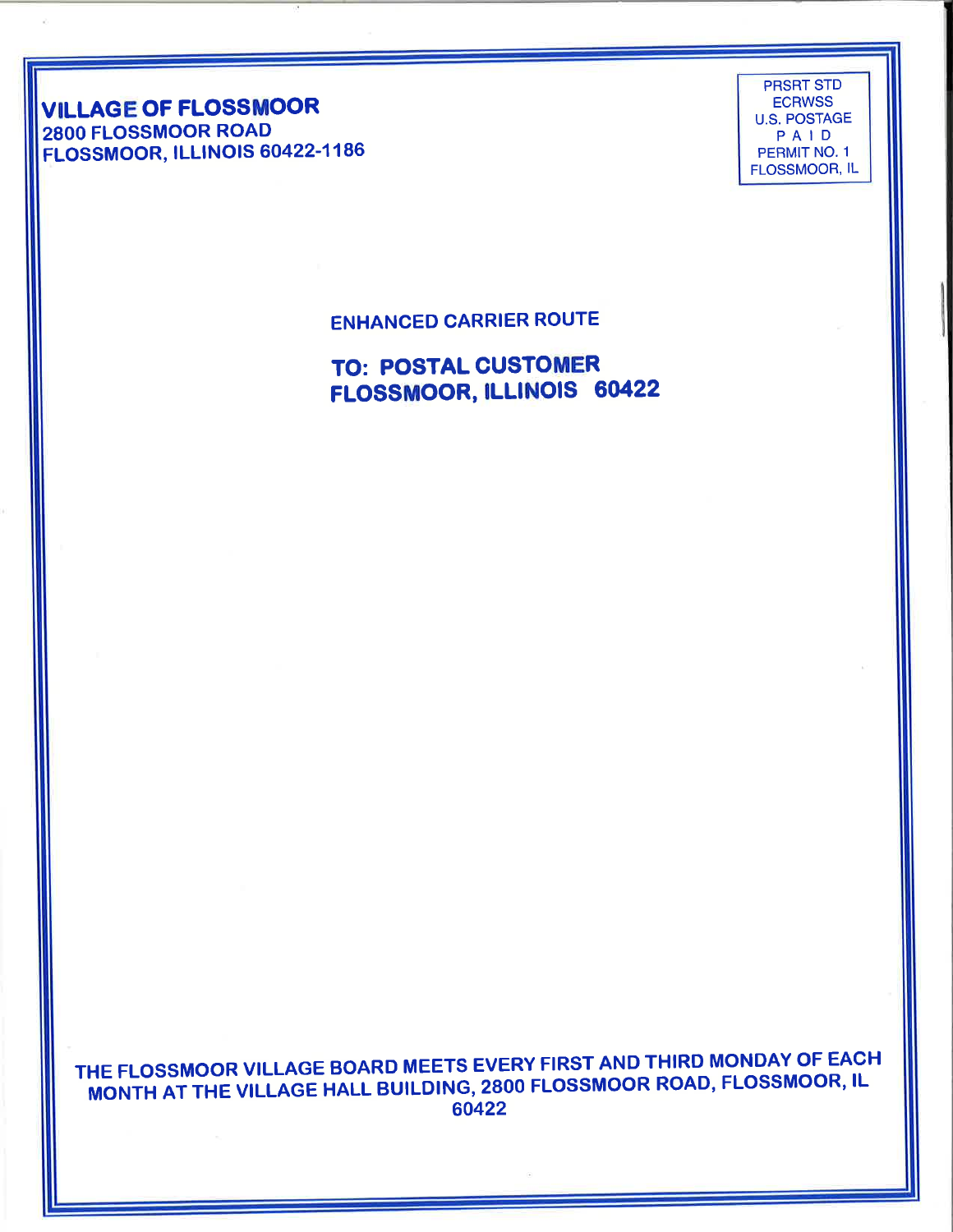**VILLAGE OF FLOSSMOOR**
2800 FLOSSMOOR ROAD
FLOSSMOOR, ILLINOIS 60422-1186

PRSRT STD
ECRWSS
U.S. POSTAGE
P A I D
PERMIT NO. 1
FLOSSMOOR, IL

ENHANCED CARRIER ROUTE

**TO: POSTAL CUSTOMER**
**FLOSSMOOR, ILLINOIS 60422**

THE FLOSSMOOR VILLAGE BOARD MEETS EVERY FIRST AND THIRD MONDAY OF EACH MONTH AT THE VILLAGE HALL BUILDING, 2800 FLOSSMOOR ROAD, FLOSSMOOR, IL 60422